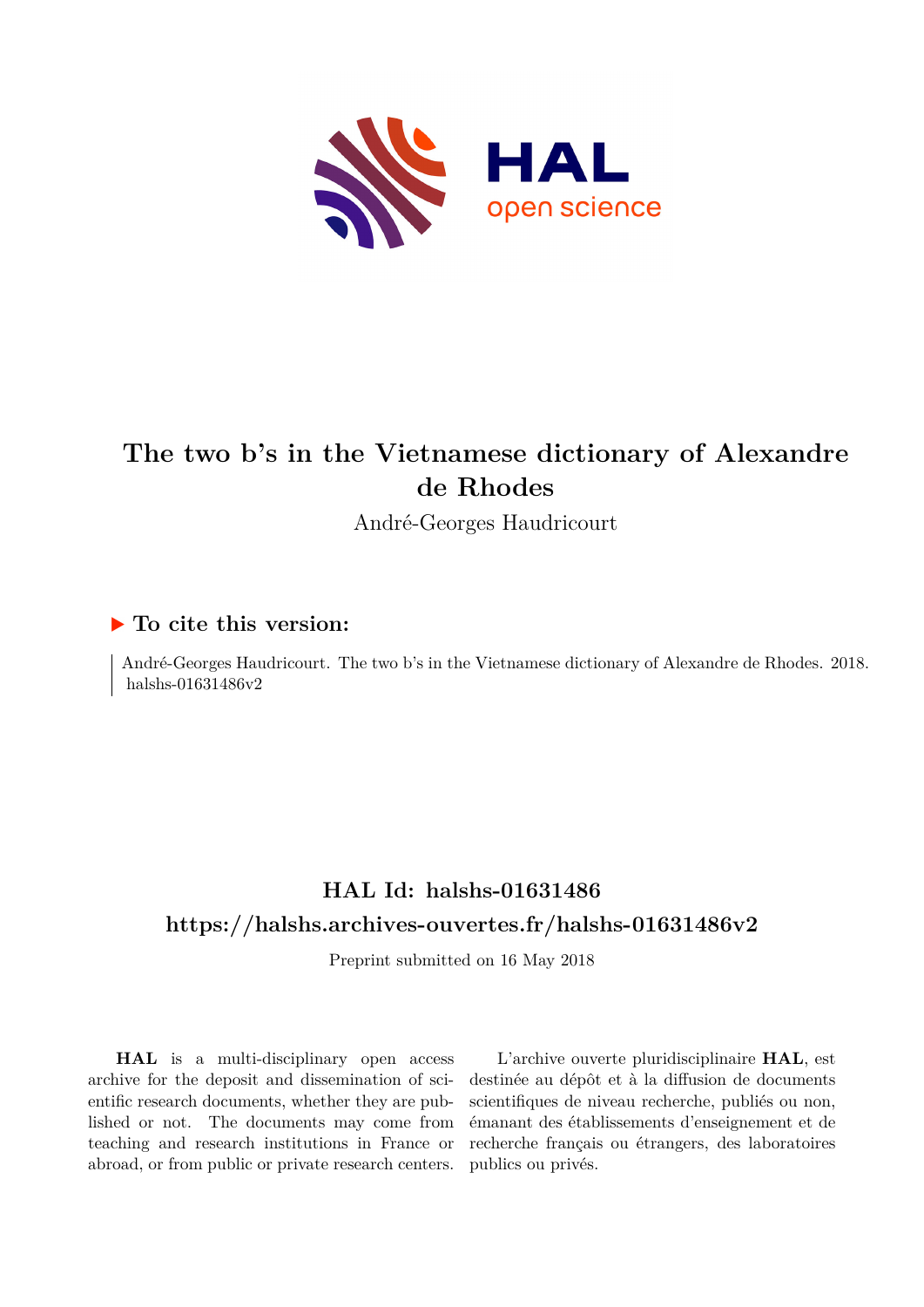# The two b's in the Vietnamese dictionary of Alexandre de Rhodes

André-Georges Haudricourt

## To cite this version:

André-Georges Haudricourt. The two b's in the Vietnamese dictionary of Alexandre de Rhodes. 2018. halshs-01631486v2

## HAL Id: halshs-01631486

## https://halshs.archives-ouvertes.fr/halshs-01631486v2

Preprint submitted on 16 May 2018

**HAL** is a multi-disciplinary open access archive for the deposit and dissemination of scientific research documents, whether they are published or not. The documents may come from teaching and research institutions in France or abroad, or from public or private research centers.

L'archive ouverte pluridisciplinaire **HAL**, est destinée au dépôt et à la diffusion de documents scientifiques de niveau recherche, publiés ou non, émanant des établissements d'enseignement et de recherche français ou étrangers, des laboratoires publics ou privés.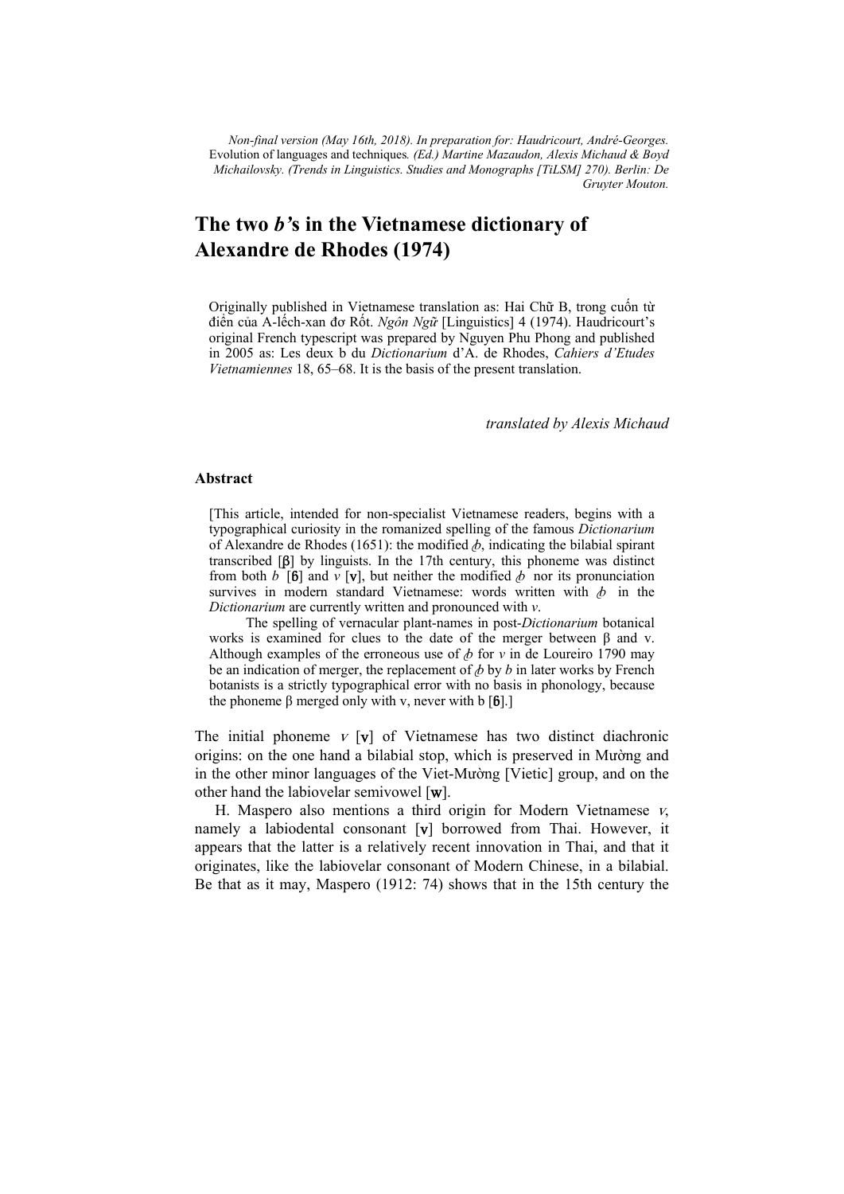*Non-final version (May 16th, 2018). In preparation for: Haudricourt, André-Georges.* Evolution of languages and techniques*. (Ed.) Martine Mazaudon, Alexis Michaud & Boyd Michailovsky. (Trends in Linguistics. Studies and Monographs [TiLSM] 270). Berlin: De Gruyter Mouton.*

# The two *b'*s in the Vietnamese dictionary of Alexandre de Rhodes (1974)

Originally published in Vietnamese translation as: Hai Chữ B, trong cuốn từ điển của A-lếch-xan đơ Rốt. *Ngôn Ngữ* [Linguistics] 4 (1974). Haudricourt's original French typescript was prepared by Nguyen Phu Phong and published in 2005 as: Les deux b du *Dictionarium* d'A. de Rhodes, *Cahiers d'Etudes Vietnamiennes* 18, 65–68. It is the basis of the present translation.

*translated by Alexis Michaud*

#### Abstract

[This article, intended for non-specialist Vietnamese readers, begins with a typographical curiosity in the romanized spelling of the famous *Dictionarium* of Alexandre de Rhodes (1651): the modified *ȸ*, indicating the bilabial spirant transcribed [β] by linguists. In the 17th century, this phoneme was distinct from both *b* [ɓ] and *v* [v], but neither the modified *ȸ* nor its pronunciation survives in modern standard Vietnamese: words written with *ȸ* in the *Dictionarium* are currently written and pronounced with *v*.

The spelling of vernacular plant-names in post-*Dictionarium* botanical works is examined for clues to the date of the merger between β and v. Although examples of the erroneous use of *ȸ* for *v* in de Loureiro 1790 may be an indication of merger, the replacement of *ȸ* by *b* in later works by French botanists is a strictly typographical error with no basis in phonology, because the phoneme β merged only with v, never with b [ɓ].]

The initial phoneme *v* [v] of Vietnamese has two distinct diachronic origins: on the one hand a bilabial stop, which is preserved in Mường and in the other minor languages of the Viet-Mường [Vietic] group, and on the other hand the labiovelar semivowel [w].

H. Maspero also mentions a third origin for Modern Vietnamese *v*, namely a labiodental consonant [v] borrowed from Thai. However, it appears that the latter is a relatively recent innovation in Thai, and that it originates, like the labiovelar consonant of Modern Chinese, in a bilabial. Be that as it may, Maspero (1912: 74) shows that in the 15th century the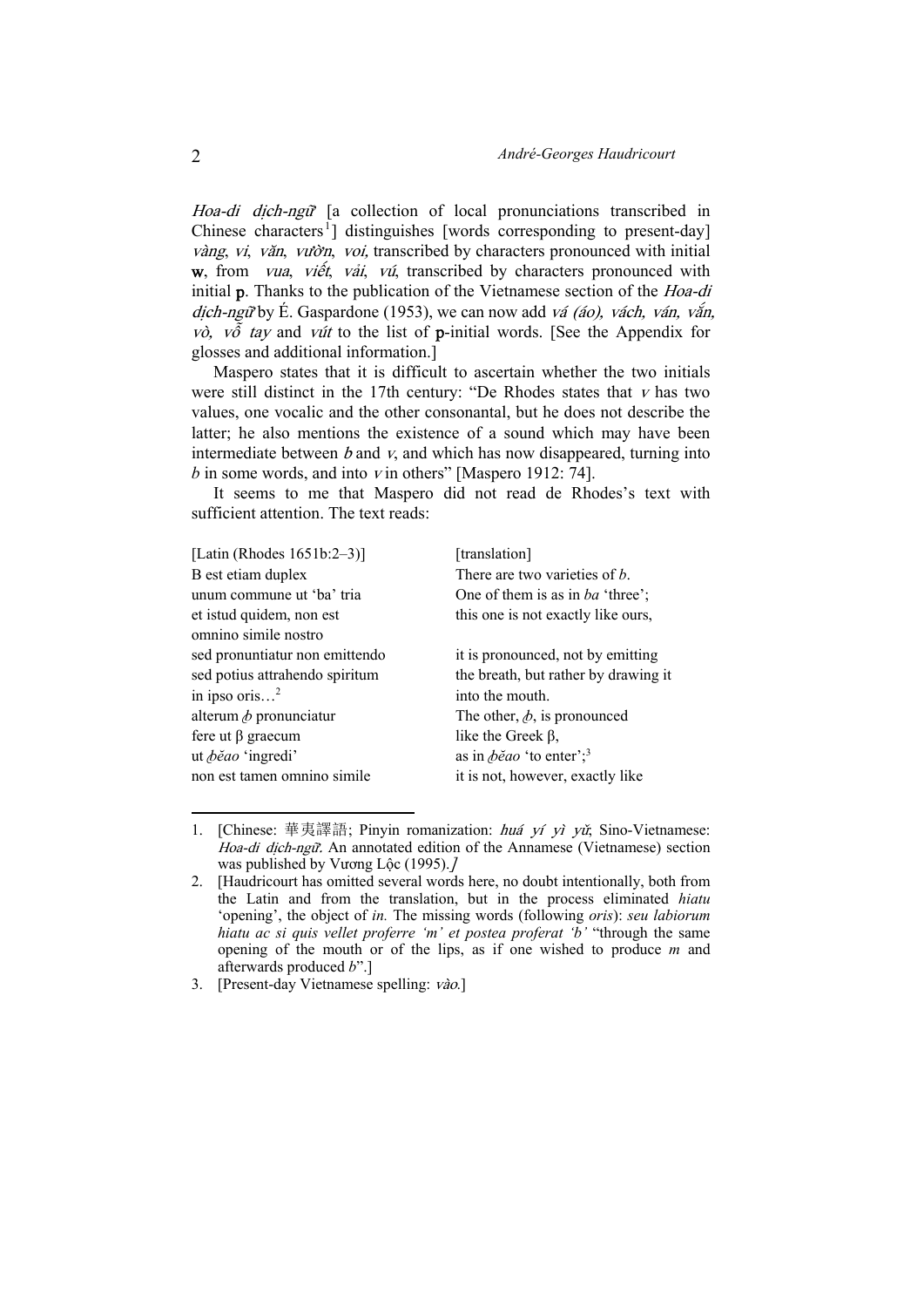*Hoa-di dịch-ngữ* [a collection of local pronunciations transcribed in Chinese characters[1]] distinguishes [words corresponding to present-day] *vàng*, *vi*, *văn*, *vườn*, *voi*, transcribed by characters pronounced with initial **w**, from *vua*, *viết*, *vải*, *vú*, transcribed by characters pronounced with initial **p**. Thanks to the publication of the Vietnamese section of the *Hoa-di dịch-ngữ* by É. Gaspardone (1953), we can now add *vá (áo), vách, ván, vắn, vò, vỗ tay* and *vút* to the list of **p**-initial words. [See the Appendix for glosses and additional information.]

Maspero states that it is difficult to ascertain whether the two initials were still distinct in the 17th century: "De Rhodes states that *v* has two values, one vocalic and the other consonantal, but he does not describe the latter; he also mentions the existence of a sound which may have been intermediate between *b* and *v*, and which has now disappeared, turning into *b* in some words, and into *v* in others" [Maspero 1912: 74].

It seems to me that Maspero did not read de Rhodes's text with sufficient attention. The text reads:

| [Latin (Rhodes 1651b:2–3)] | [translation] |
|---|---|
| B est etiam duplex | There are two varieties of *b*. |
| unum commune ut 'ba' tria | One of them is as in *ba* 'three'; |
| et istud quidem, non est omnino simile nostro | this one is not exactly like ours, |
| sed pronuntiatur non emittendo | it is pronounced, not by emitting |
| sed potius attrahendo spiritum | the breath, but rather by drawing it |
| in ipso oris…[2] | into the mouth. |
| alterum *ꞗ* pronunciatur | The other, *ꞗ*, is pronounced |
| fere ut β graecum | like the Greek β, |
| ut *ꞗĕao* 'ingredi' | as in *ꞗĕao* 'to enter';[3] |
| non est tamen omnino simile | it is not, however, exactly like |

1. [Chinese: 華夷譯語; Pinyin romanization: *huá yí yì yǔ*; Sino-Vietnamese: *Hoa-di dịch-ngữ*. An annotated edition of the Annamese (Vietnamese) section was published by Vương Lộc (1995).]

2. [Haudricourt has omitted several words here, no doubt intentionally, both from the Latin and from the translation, but in the process eliminated *hiatu* 'opening', the object of *in*. The missing words (following *oris*): *seu labiorum hiatu ac si quis vellet proferre 'm' et postea proferat 'b'* "through the same opening of the mouth or of the lips, as if one wished to produce *m* and afterwards produced *b*".]

3. [Present-day Vietnamese spelling: *vào*.]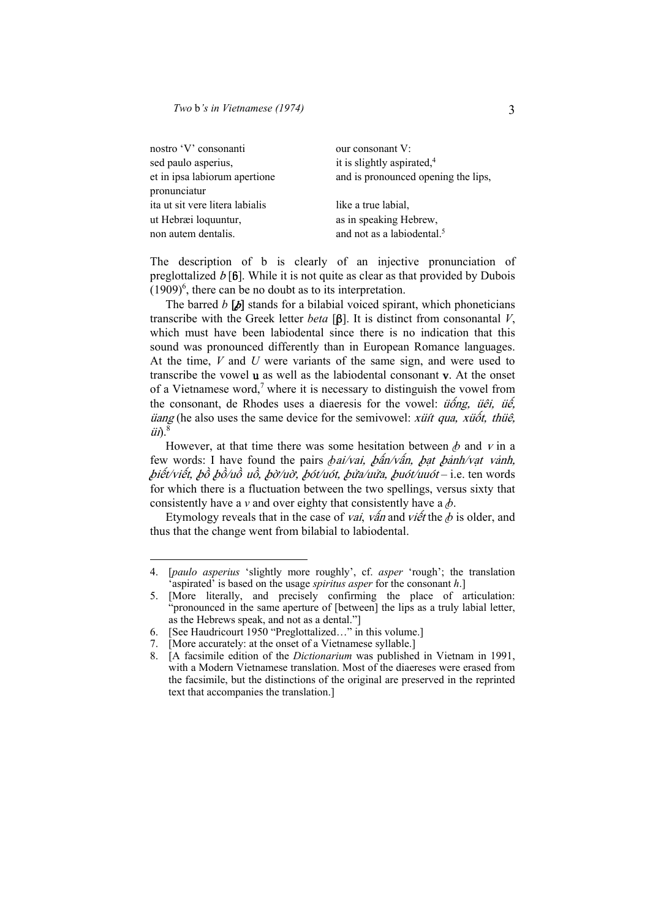| | |
|---|---|
| nostro 'V' consonanti | our consonant V: |
| sed paulo asperius, | it is slightly aspirated,[4] |
| et in ipsa labiorum apertione pronunciatur | and is pronounced opening the lips, |
| ita ut sit vere litera labialis | like a true labial, |
| ut Hebræi loquuntur, | as in speaking Hebrew, |
| non autem dentalis. | and not as a labiodental.[5] |

The description of b is clearly of an injective pronunciation of preglottalized *b* [ɓ]. While it is not quite as clear as that provided by Dubois (1909)[6], there can be no doubt as to its interpretation.

The barred *b* [ꞗ] stands for a bilabial voiced spirant, which phoneticians transcribe with the Greek letter *beta* [β]. It is distinct from consonantal *V*, which must have been labiodental since there is no indication that this sound was pronounced differently than in European Romance languages. At the time, *V* and *U* were variants of the same sign, and were used to transcribe the vowel **u** as well as the labiodental consonant **v**. At the onset of a Vietnamese word,[7] where it is necessary to distinguish the vowel from the consonant, de Rhodes uses a diaeresis for the vowel: *üống, üêi, üế, üang* (he also uses the same device for the semivowel: *xüít qua, xüốt, thüê, üi*).[8]

However, at that time there was some hesitation between *ꞗ* and *v* in a few words: I have found the pairs *ꞗai/vai, ꞗấn/vấn, ꞗạt ꞗảnh/vạt vảnh, ꞗiết/viết, ꞗồ ꞗồ/uồ uồ, ꞗờ/uờ, ꞗót/uót, ꞗửa/uửa, ꞗuót/uuót* – i.e. ten words for which there is a fluctuation between the two spellings, versus sixty that consistently have a *v* and over eighty that consistently have a *ꞗ*.

Etymology reveals that in the case of *vai, vấn* and *viết* the *ꞗ* is older, and thus that the change went from bilabial to labiodental.

---

4. [*paulo asperius* 'slightly more roughly', cf. *asper* 'rough'; the translation 'aspirated' is based on the usage *spiritus asper* for the consonant *h*.]
5. [More literally, and precisely confirming the place of articulation: "pronounced in the same aperture of [between] the lips as a truly labial letter, as the Hebrews speak, and not as a dental."]
6. [See Haudricourt 1950 "Preglottalized…" in this volume.]
7. [More accurately: at the onset of a Vietnamese syllable.]
8. [A facsimile edition of the *Dictionarium* was published in Vietnam in 1991, with a Modern Vietnamese translation. Most of the diaereses were erased from the facsimile, but the distinctions of the original are preserved in the reprinted text that accompanies the translation.]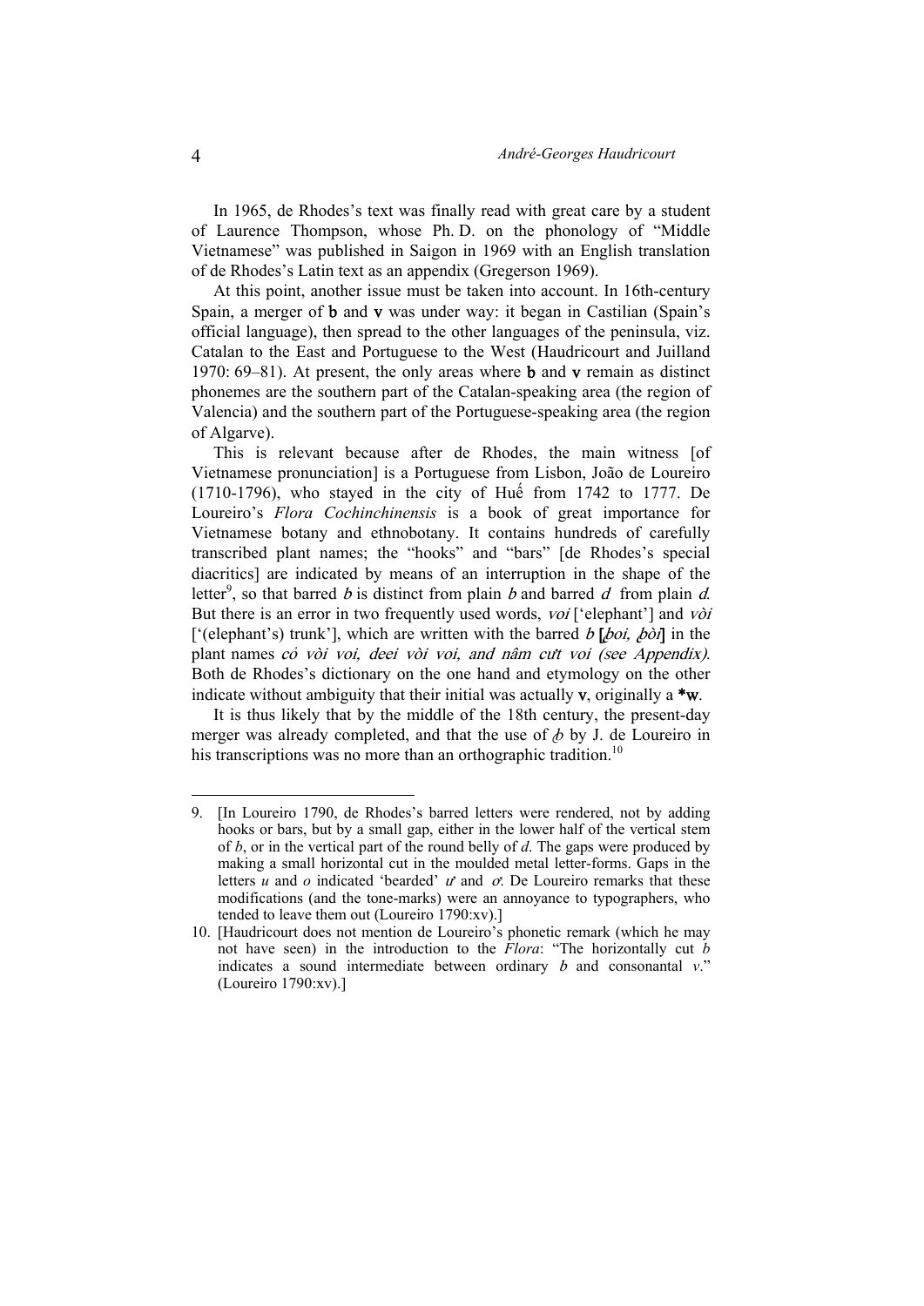In 1965, de Rhodes's text was finally read with great care by a student of Laurence Thompson, whose Ph. D. on the phonology of "Middle Vietnamese" was published in Saigon in 1969 with an English translation of de Rhodes's Latin text as an appendix (Gregerson 1969).

At this point, another issue must be taken into account. In 16th-century Spain, a merger of **b** and **v** was under way: it began in Castilian (Spain's official language), then spread to the other languages of the peninsula, viz. Catalan to the East and Portuguese to the West (Haudricourt and Juilland 1970: 69–81). At present, the only areas where **b** and **v** remain as distinct phonemes are the southern part of the Catalan-speaking area (the region of Valencia) and the southern part of the Portuguese-speaking area (the region of Algarve).

This is relevant because after de Rhodes, the main witness [of Vietnamese pronunciation] is a Portuguese from Lisbon, João de Loureiro (1710-1796), who stayed in the city of Huế from 1742 to 1777. De Loureiro's *Flora Cochinchinensis* is a book of great importance for Vietnamese botany and ethnobotany. It contains hundreds of carefully transcribed plant names; the "hooks" and "bars" [de Rhodes's special diacritics] are indicated by means of an interruption in the shape of the letter[9], so that barred *b* is distinct from plain *b* and barred *d* from plain *d*. But there is an error in two frequently used words, *voi* ['elephant'] and *vòi* ['(elephant's) trunk'], which are written with the barred *b* [*ꞗoi, ꞗòi*] in the plant names *cỏ vòi voi, deei vòi voi, and nâm cứt voi (see Appendix).* Both de Rhodes's dictionary on the one hand and etymology on the other indicate without ambiguity that their initial was actually **v**, originally a ***w**.

It is thus likely that by the middle of the 18th century, the present-day merger was already completed, and that the use of *ꞗ* by J. de Loureiro in his transcriptions was no more than an orthographic tradition.[10]

---

9. [In Loureiro 1790, de Rhodes's barred letters were rendered, not by adding hooks or bars, but by a small gap, either in the lower half of the vertical stem of *b*, or in the vertical part of the round belly of *d*. The gaps were produced by making a small horizontal cut in the moulded metal letter-forms. Gaps in the letters *u* and *o* indicated 'bearded' *ư* and *ơ*. De Loureiro remarks that these modifications (and the tone-marks) were an annoyance to typographers, who tended to leave them out (Loureiro 1790:xv).]

10. [Haudricourt does not mention de Loureiro's phonetic remark (which he may not have seen) in the introduction to the *Flora*: "The horizontally cut *b* indicates a sound intermediate between ordinary *b* and consonantal *v*." (Loureiro 1790:xv).]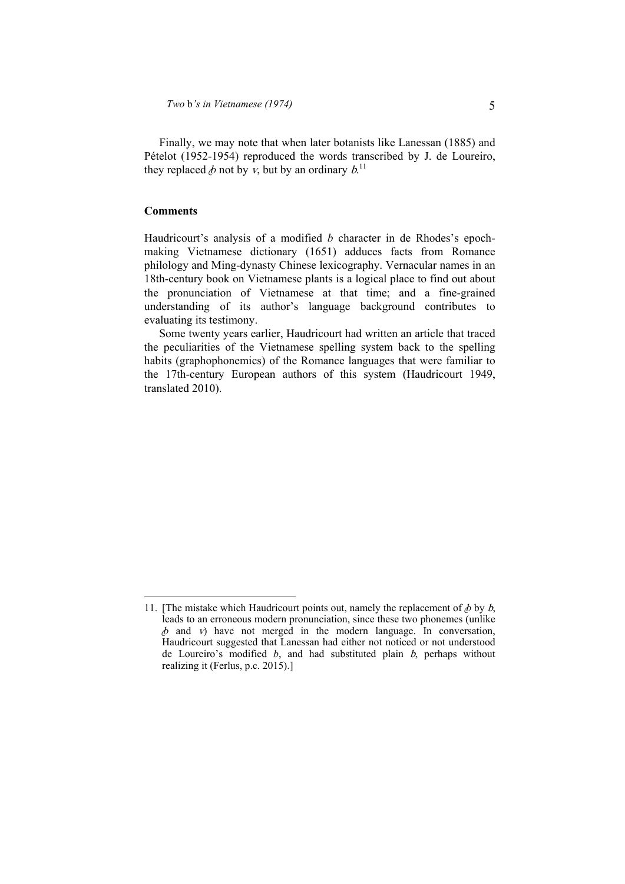Finally, we may note that when later botanists like Lanessan (1885) and Pételot (1952-1954) reproduced the words transcribed by J. de Loureiro, they replaced *ꞗ* not by *v*, but by an ordinary *b*.[11]

## Comments

Haudricourt's analysis of a modified *b* character in de Rhodes's epoch-making Vietnamese dictionary (1651) adduces facts from Romance philology and Ming-dynasty Chinese lexicography. Vernacular names in an 18th-century book on Vietnamese plants is a logical place to find out about the pronunciation of Vietnamese at that time; and a fine-grained understanding of its author's language background contributes to evaluating its testimony.

Some twenty years earlier, Haudricourt had written an article that traced the peculiarities of the Vietnamese spelling system back to the spelling habits (graphophonemics) of the Romance languages that were familiar to the 17th-century European authors of this system (Haudricourt 1949, translated 2010).

---

11. [The mistake which Haudricourt points out, namely the replacement of *ꞗ* by *b*, leads to an erroneous modern pronunciation, since these two phonemes (unlike *ꞗ* and *v*) have not merged in the modern language. In conversation, Haudricourt suggested that Lanessan had either not noticed or not understood de Loureiro's modified *b*, and had substituted plain *b*, perhaps without realizing it (Ferlus, p.c. 2015).]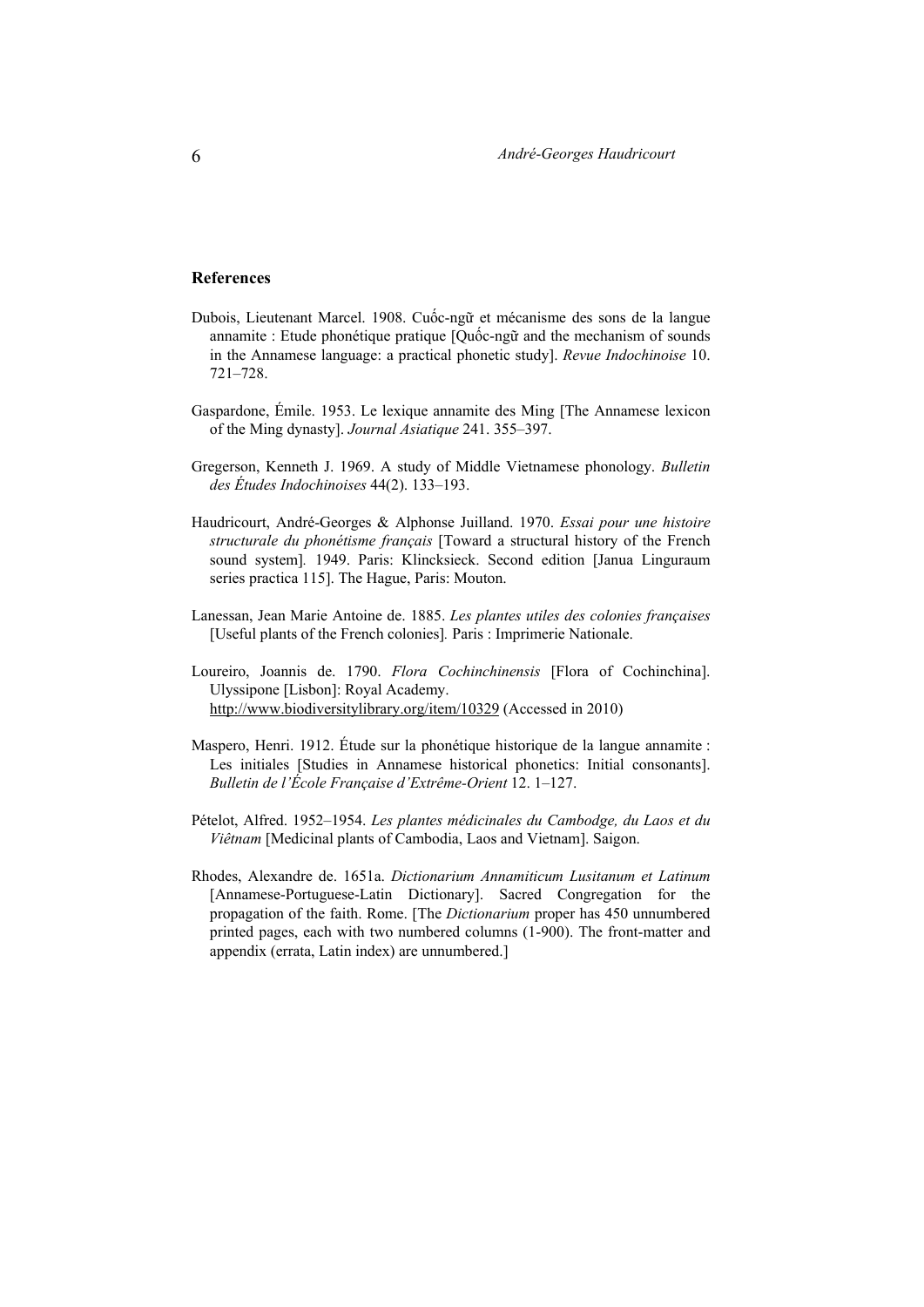## References

Dubois, Lieutenant Marcel. 1908. Cuốc-ngữ et mécanisme des sons de la langue annamite : Etude phonétique pratique [Quốc-ngữ and the mechanism of sounds in the Annamese language: a practical phonetic study]. *Revue Indochinoise* 10. 721–728.

Gaspardone, Émile. 1953. Le lexique annamite des Ming [The Annamese lexicon of the Ming dynasty]. *Journal Asiatique* 241. 355–397.

Gregerson, Kenneth J. 1969. A study of Middle Vietnamese phonology. *Bulletin des Études Indochinoises* 44(2). 133–193.

Haudricourt, André-Georges & Alphonse Juilland. 1970. *Essai pour une histoire structurale du phonétisme français* [Toward a structural history of the French sound system]. 1949. Paris: Klincksieck. Second edition [Janua Linguraum series practica 115]. The Hague, Paris: Mouton.

Lanessan, Jean Marie Antoine de. 1885. *Les plantes utiles des colonies françaises* [Useful plants of the French colonies]. Paris : Imprimerie Nationale.

Loureiro, Joannis de. 1790. *Flora Cochinchinensis* [Flora of Cochinchina]. Ulyssipone [Lisbon]: Royal Academy. http://www.biodiversitylibrary.org/item/10329 (Accessed in 2010)

Maspero, Henri. 1912. Étude sur la phonétique historique de la langue annamite : Les initiales [Studies in Annamese historical phonetics: Initial consonants]. *Bulletin de l'École Française d'Extrême-Orient* 12. 1–127.

Pételot, Alfred. 1952–1954. *Les plantes médicinales du Cambodge, du Laos et du Viêtnam* [Medicinal plants of Cambodia, Laos and Vietnam]. Saigon.

Rhodes, Alexandre de. 1651a. *Dictionarium Annamiticum Lusitanum et Latinum* [Annamese-Portuguese-Latin Dictionary]. Sacred Congregation for the propagation of the faith. Rome. [The *Dictionarium* proper has 450 unnumbered printed pages, each with two numbered columns (1-900). The front-matter and appendix (errata, Latin index) are unnumbered.]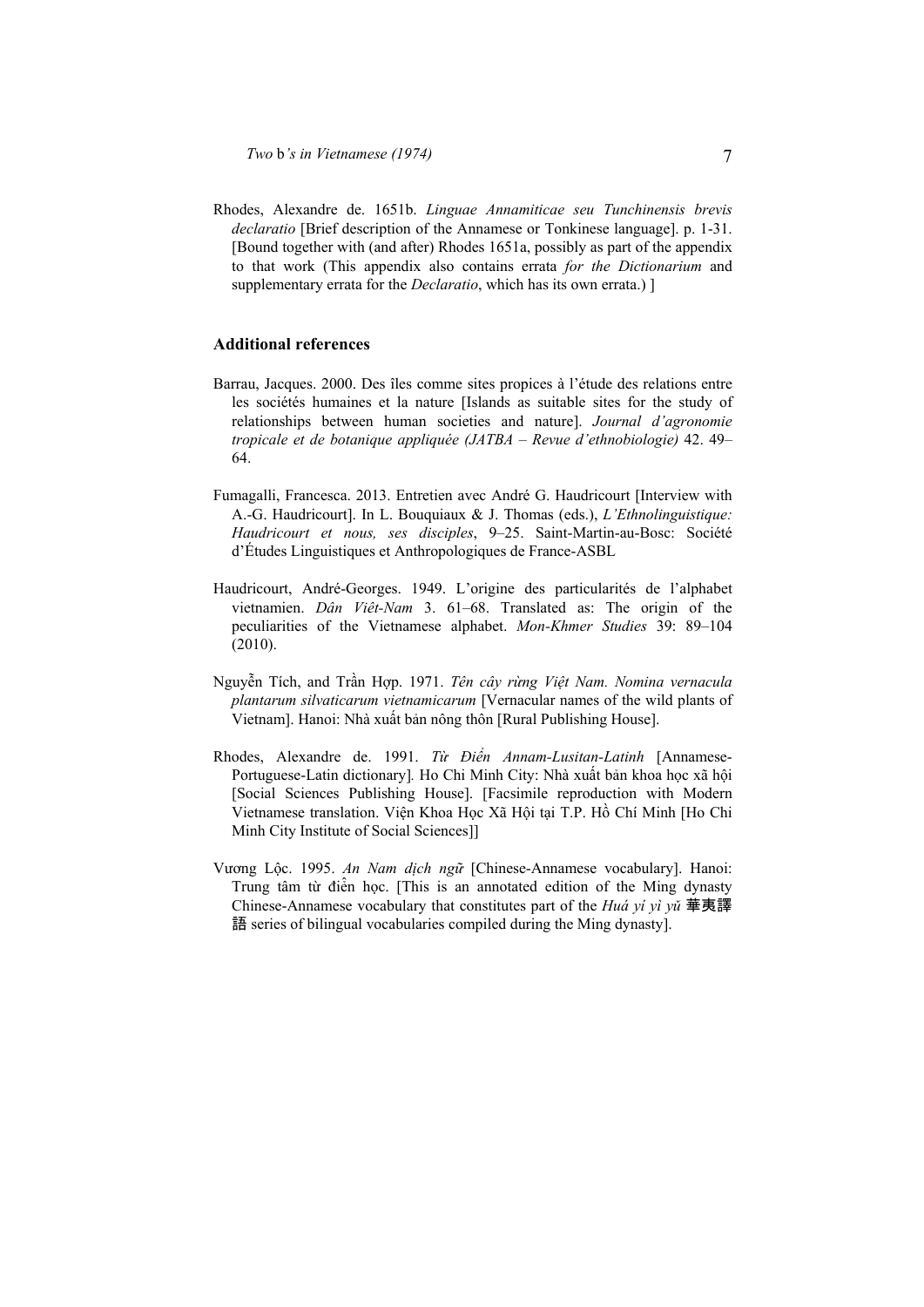Rhodes, Alexandre de. 1651b. *Linguae Annamiticae seu Tunchinensis brevis declaratio* [Brief description of the Annamese or Tonkinese language]. p. 1-31. [Bound together with (and after) Rhodes 1651a, possibly as part of the appendix to that work (This appendix also contains errata *for the Dictionarium* and supplementary errata for the *Declaratio*, which has its own errata.) ]

### Additional references

Barrau, Jacques. 2000. Des îles comme sites propices à l'étude des relations entre les sociétés humaines et la nature [Islands as suitable sites for the study of relationships between human societies and nature]. *Journal d'agronomie tropicale et de botanique appliquée (JATBA – Revue d'ethnobiologie)* 42. 49–64.

Fumagalli, Francesca. 2013. Entretien avec André G. Haudricourt [Interview with A.-G. Haudricourt]. In L. Bouquiaux & J. Thomas (eds.), *L'Ethnolinguistique: Haudricourt et nous, ses disciples*, 9–25. Saint-Martin-au-Bosc: Société d'Études Linguistiques et Anthropologiques de France-ASBL

Haudricourt, André-Georges. 1949. L'origine des particularités de l'alphabet vietnamien. *Dân Viêt-Nam* 3. 61–68. Translated as: The origin of the peculiarities of the Vietnamese alphabet. *Mon-Khmer Studies* 39: 89–104 (2010).

Nguyễn Tích, and Trần Hợp. 1971. *Tên cây rừng Việt Nam. Nomina vernacula plantarum silvaticarum vietnamicarum* [Vernacular names of the wild plants of Vietnam]. Hanoi: Nhà xuất bản nông thôn [Rural Publishing House].

Rhodes, Alexandre de. 1991. *Từ Điển Annam-Lusitan-Latinh* [Annamese-Portuguese-Latin dictionary]. Ho Chi Minh City: Nhà xuất bản khoa học xã hội [Social Sciences Publishing House]. [Facsimile reproduction with Modern Vietnamese translation. Viện Khoa Học Xã Hội tại T.P. Hồ Chí Minh [Ho Chi Minh City Institute of Social Sciences]]

Vương Lộc. 1995. *An Nam dịch ngữ* [Chinese-Annamese vocabulary]. Hanoi: Trung tâm từ điển học. [This is an annotated edition of the Ming dynasty Chinese-Annamese vocabulary that constitutes part of the *Huá yí yì yǔ* 華夷譯語 series of bilingual vocabularies compiled during the Ming dynasty].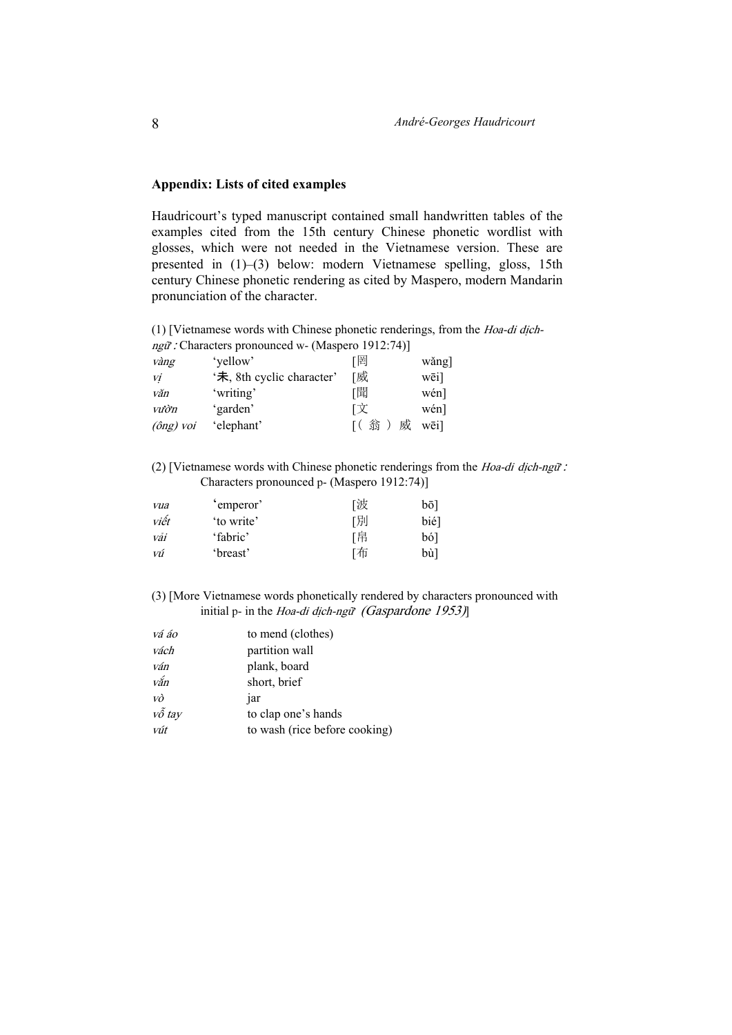## Appendix: Lists of cited examples

Haudricourt's typed manuscript contained small handwritten tables of the examples cited from the 15th century Chinese phonetic wordlist with glosses, which were not needed in the Vietnamese version. These are presented in (1)–(3) below: modern Vietnamese spelling, gloss, 15th century Chinese phonetic rendering as cited by Maspero, modern Mandarin pronunciation of the character.

(1) [Vietnamese words with Chinese phonetic renderings, from the *Hoa-di dịch-ngữ*: Characters pronounced w- (Maspero 1912:74)]

| | | | |
|---|---|---|---|
| *vàng* | 'yellow' | [罔 | wǎng] |
| *vị* | '未, 8th cyclic character' | [威 | wēi] |
| *văn* | 'writing' | [聞 | wén] |
| *vườn* | 'garden' | [文 | wén] |
| *(ông) voi* | 'elephant' | [(翁)威 | wēi] |

(2) [Vietnamese words with Chinese phonetic renderings from the *Hoa-di dịch-ngữ*: Characters pronounced p- (Maspero 1912:74)]

| | | | |
|---|---|---|---|
| *vua* | 'emperor' | [波 | bō] |
| *viết* | 'to write' | [別 | bié] |
| *vải* | 'fabric' | [帛 | bó] |
| *vú* | 'breast' | [布 | bù] |

(3) [More Vietnamese words phonetically rendered by characters pronounced with initial p- in the *Hoa-di dịch-ngữ* (Gaspardone 1953)]

| | |
|---|---|
| *vá áo* | to mend (clothes) |
| *vách* | partition wall |
| *ván* | plank, board |
| *vắn* | short, brief |
| *vò* | jar |
| *vỗ tay* | to clap one's hands |
| *vút* | to wash (rice before cooking) |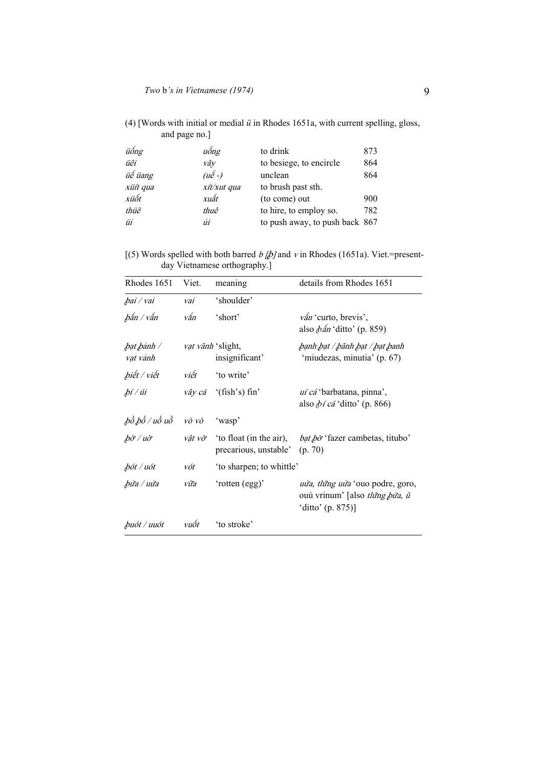(4) [Words with initial or medial *ŭ* in Rhodes 1651a, with current spelling, gloss, and page no.]

| | | | |
|---|---|---|---|
| *ŭống* | *uống* | to drink | 873 |
| *ŭêi* | *vây* | to besiege, to encircle | 864 |
| *ŭế ŭang* | *(uế -)* | unclean | 864 |
| *xŭít qua* | *xít/xut qua* | to brush past sth. | |
| *xŭốt* | *xuất* | (to come) out | 900 |
| *thŭê* | *thuê* | to hire, to employ so. | 782 |
| *ŭi* | *ủi* | to push away, to push back | 867 |

[(5) Words spelled with both barred *b [ꞗ]* and *v* in Rhodes (1651a). Viet.=present-day Vietnamese orthography.]

| Rhodes 1651 | Viet. | meaning | details from Rhodes 1651 |
|---|---|---|---|
| *ꞗai / vai* | *vai* | 'shoulder' | |
| *ꞗấn / vấn* | *vắn* | 'short' | *vấn* 'curto, brevis', also *ꞗấn* 'ditto' (p. 859) |
| *ꞗạt ꞗảnh / vạt vảnh* | *vạt vãnh* | 'slight, insignificant' | *ꞗạnh ꞗạt / ꞗãnh ꞗạt / ꞗạt ꞗanh* 'miudezas, minutia' (p. 67) |
| *ꞗiết / viết* | *viết* | 'to write' | |
| *ꞗí / uí* | *vây cá* | '(fish's) fin' | *uí cá* 'barbatana, pinna', also *ꞗí cá* 'ditto' (p. 866) |
| *ꞗồ ꞗồ / uồ uồ* | *vò vò* | 'wasp' | |
| *ꞗờ / uờ* | *vật vờ* | 'to float (in the air), precarious, unstable' | *bạt ꞗờ* 'fazer cambetas, titubo' (p. 70) |
| *ꞗót / uót* | *vót* | 'to sharpen; to whittle' | |
| *ꞗửa / uửa* | *vữa* | 'rotten (egg)' | *uửa, thửng uửa* 'ouo podre, goro, ouú vrinum' [also *thửng ꞗửa, ũ* 'ditto' (p. 875)] |
| *ꞗuót / uuót* | *vuốt* | 'to stroke' | |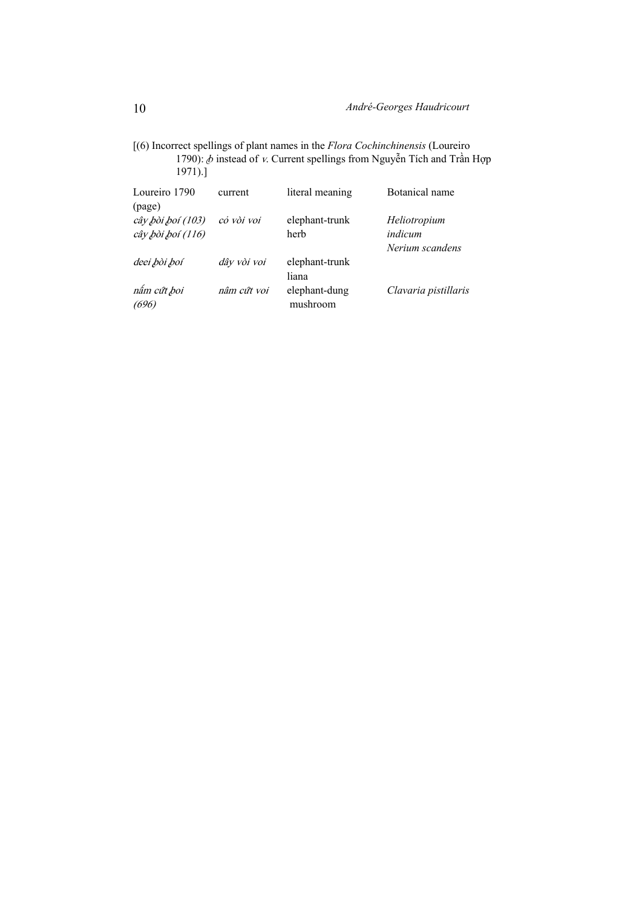[(6) Incorrect spellings of plant names in the *Flora Cochinchinensis* (Loureiro 1790): *ꞗ* instead of *v*. Current spellings from Nguyễn Tích and Trần Hợp 1971).]

| Loureiro 1790 (page) | current | literal meaning | Botanical name |
|---|---|---|---|
| *cây ꞗòi ꞗoí (103)* | *cỏ vòi voi* | elephant-trunk herb | *Heliotropium indicum* |
| *cây ꞗòi ꞗoí (116)* | | | *Nerium scandens* |
| *deei ꞗòi ꞗoí* | *dây vòi voi* | elephant-trunk liana | |
| *nấm cứt ꞗoi (696)* | *nâm cứt voi* | elephant-dung mushroom | *Clavaria pistillaris* |